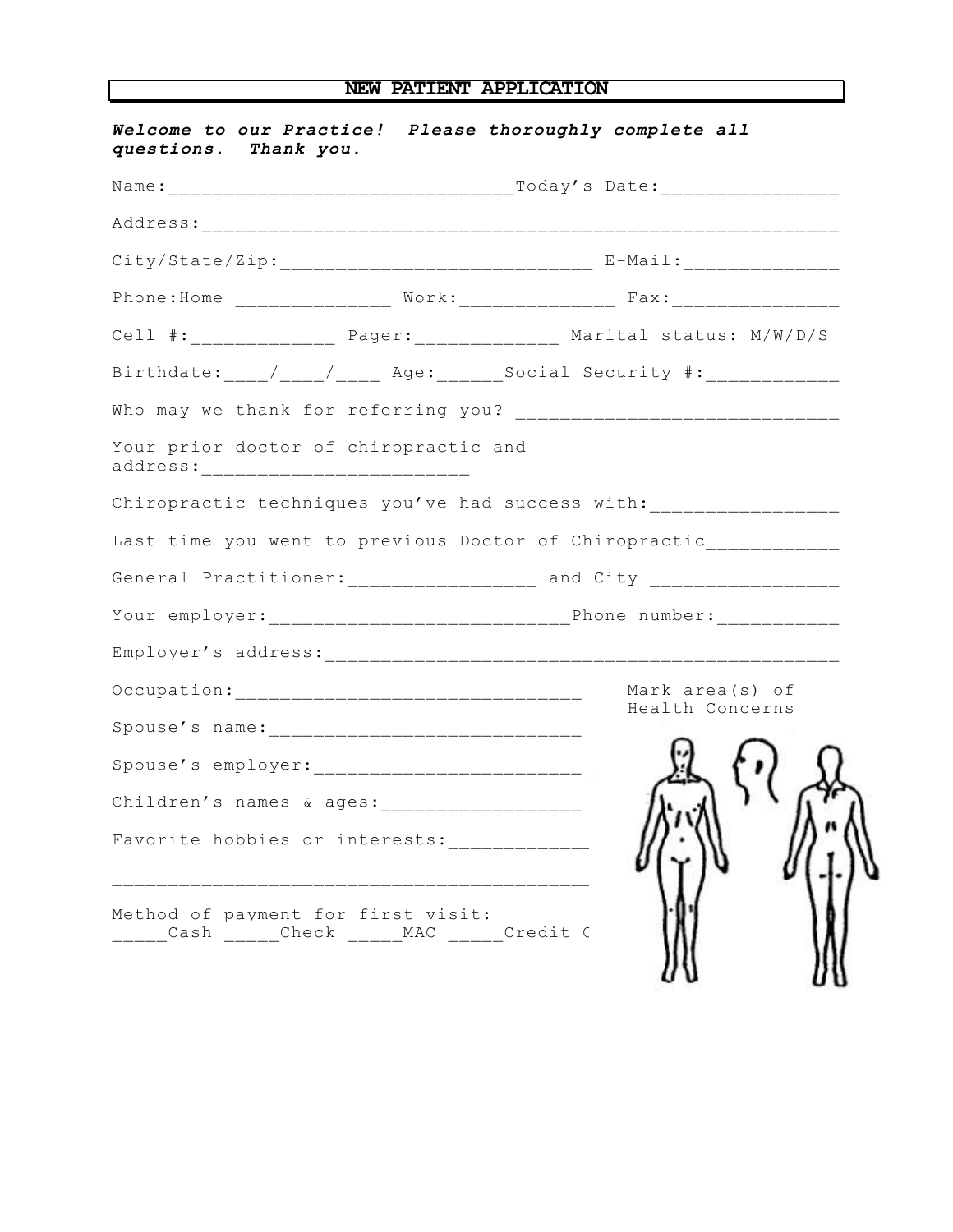# NEW PATIENT APPLICATION

***Welcome to our Practice! Please thoroughly complete all questions. Thank you.***

Name:_______________________________Today's Date:________________

Address:___________________________________________________________

City/State/Zip:____________________________ E-Mail:______________

Phone:Home ______________ Work:______________ Fax:_______________

Cell #:_____________ Pager:_____________ Marital status: M/W/D/S

Birthdate:____/____/____ Age:______Social Security #:____________

Who may we thank for referring you? ______________________________

Your prior doctor of chiropractic and address:________________________

Chiropractic techniques you've had success with:_________________

Last time you went to previous Doctor of Chiropractic____________

General Practitioner:_________________ and City _________________

Your employer:___________________________Phone number:___________

Employer's address:_______________________________________________

Occupation:_______________________________

Spouse's name:____________________________

Spouse's employer:________________________

Children's names & ages:__________________

Favorite hobbies or interests:____________

__________________________________________

Method of payment for first visit:
_____Cash _____Check _____MAC _____Credit C

Mark area(s) of Health Concerns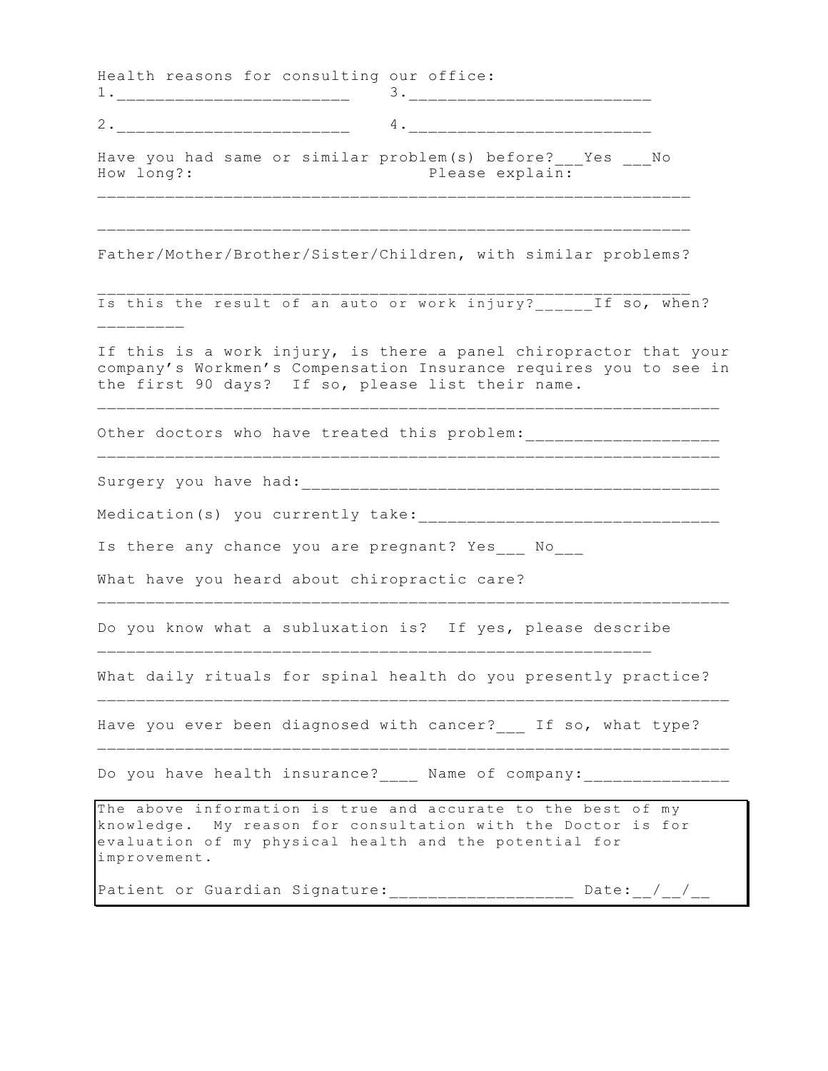Health reasons for consulting our office:

1.________________________ 3.________________________

2.________________________ 4.________________________

Have you had same or similar problem(s) before?___Yes ___No

How long?: Please explain:

____________________________________________________________

____________________________________________________________

Father/Mother/Brother/Sister/Children, with similar problems?

____________________________________________________________

Is this the result of an auto or work injury?______If so, when? ________

If this is a work injury, is there a panel chiropractor that your company's Workmen's Compensation Insurance requires you to see in the first 90 days? If so, please list their name.

________________________________________________________________

Other doctors who have treated this problem:___________________

________________________________________________________________

Surgery you have had:__________________________________________

Medication(s) you currently take:______________________________

Is there any chance you are pregnant? Yes___ No___

What have you heard about chiropractic care?

_________________________________________________________________

Do you know what a subluxation is? If yes, please describe

_________________________________________________________

What daily rituals for spinal health do you presently practice?

_________________________________________________________________

Have you ever been diagnosed with cancer?___ If so, what type?

_________________________________________________________________

Do you have health insurance?____ Name of company:______________

The above information is true and accurate to the best of my knowledge. My reason for consultation with the Doctor is for evaluation of my physical health and the potential for improvement.

Patient or Guardian Signature:__________________ Date:__/__/__